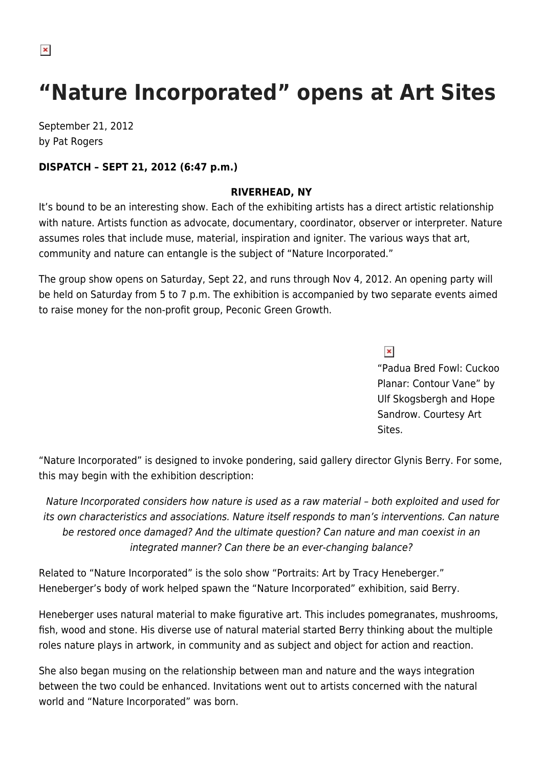# “Nature Incorporated” opens at Art Sites

September 21, 2012
by Pat Rogers

**DISPATCH – SEPT 21, 2012 (6:47 p.m.)**

**RIVERHEAD, NY**

It’s bound to be an interesting show. Each of the exhibiting artists has a direct artistic relationship with nature. Artists function as advocate, documentary, coordinator, observer or interpreter. Nature assumes roles that include muse, material, inspiration and igniter. The various ways that art, community and nature can entangle is the subject of “Nature Incorporated.”

The group show opens on Saturday, Sept 22, and runs through Nov 4, 2012. An opening party will be held on Saturday from 5 to 7 p.m. The exhibition is accompanied by two separate events aimed to raise money for the non-profit group, Peconic Green Growth.

“Padua Bred Fowl: Cuckoo Planar: Contour Vane” by Ulf Skogsbergh and Hope Sandrow. Courtesy Art Sites.

“Nature Incorporated” is designed to invoke pondering, said gallery director Glynis Berry. For some, this may begin with the exhibition description:

> *Nature Incorporated considers how nature is used as a raw material – both exploited and used for its own characteristics and associations. Nature itself responds to man’s interventions. Can nature be restored once damaged? And the ultimate question? Can nature and man coexist in an integrated manner? Can there be an ever-changing balance?*

Related to “Nature Incorporated” is the solo show “Portraits: Art by Tracy Heneberger.” Heneberger’s body of work helped spawn the “Nature Incorporated” exhibition, said Berry.

Heneberger uses natural material to make figurative art. This includes pomegranates, mushrooms, fish, wood and stone. His diverse use of natural material started Berry thinking about the multiple roles nature plays in artwork, in community and as subject and object for action and reaction.

She also began musing on the relationship between man and nature and the ways integration between the two could be enhanced. Invitations went out to artists concerned with the natural world and “Nature Incorporated” was born.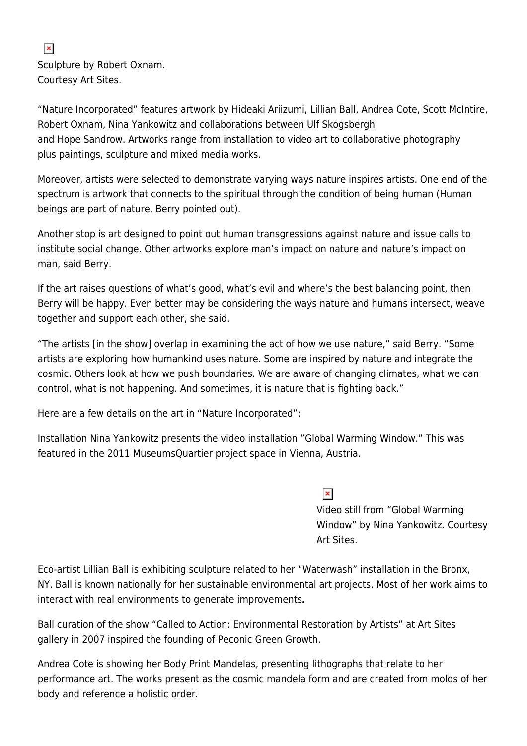Sculpture by Robert Oxnam.
Courtesy Art Sites.

"Nature Incorporated" features artwork by Hideaki Ariizumi, Lillian Ball, Andrea Cote, Scott McIntire, Robert Oxnam, Nina Yankowitz and collaborations between Ulf Skogsbergh and Hope Sandrow. Artworks range from installation to video art to collaborative photography plus paintings, sculpture and mixed media works.

Moreover, artists were selected to demonstrate varying ways nature inspires artists. One end of the spectrum is artwork that connects to the spiritual through the condition of being human (Human beings are part of nature, Berry pointed out).

Another stop is art designed to point out human transgressions against nature and issue calls to institute social change. Other artworks explore man's impact on nature and nature's impact on man, said Berry.

If the art raises questions of what's good, what's evil and where's the best balancing point, then Berry will be happy. Even better may be considering the ways nature and humans intersect, weave together and support each other, she said.

"The artists [in the show] overlap in examining the act of how we use nature," said Berry. "Some artists are exploring how humankind uses nature. Some are inspired by nature and integrate the cosmic. Others look at how we push boundaries. We are aware of changing climates, what we can control, what is not happening. And sometimes, it is nature that is fighting back."

Here are a few details on the art in "Nature Incorporated":

Installation Nina Yankowitz presents the video installation "Global Warming Window." This was featured in the 2011 MuseumsQuartier project space in Vienna, Austria.

Video still from "Global Warming Window" by Nina Yankowitz. Courtesy Art Sites.

Eco-artist Lillian Ball is exhibiting sculpture related to her "Waterwash" installation in the Bronx, NY. Ball is known nationally for her sustainable environmental art projects. Most of her work aims to interact with real environments to generate improvements.

Ball curation of the show "Called to Action: Environmental Restoration by Artists" at Art Sites gallery in 2007 inspired the founding of Peconic Green Growth.

Andrea Cote is showing her Body Print Mandelas, presenting lithographs that relate to her performance art. The works present as the cosmic mandela form and are created from molds of her body and reference a holistic order.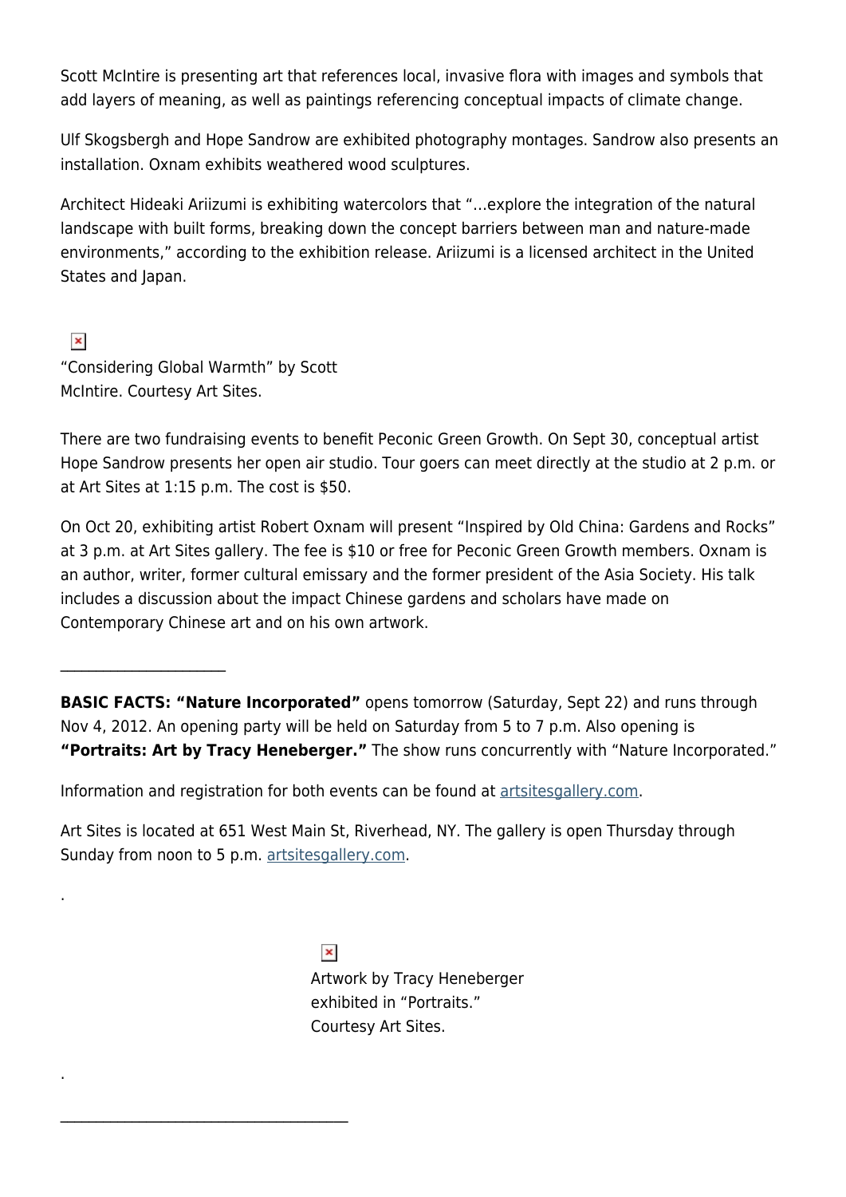Scott McIntire is presenting art that references local, invasive flora with images and symbols that add layers of meaning, as well as paintings referencing conceptual impacts of climate change.

Ulf Skogsbergh and Hope Sandrow are exhibited photography montages. Sandrow also presents an installation. Oxnam exhibits weathered wood sculptures.

Architect Hideaki Ariizumi is exhibiting watercolors that "…explore the integration of the natural landscape with built forms, breaking down the concept barriers between man and nature-made environments," according to the exhibition release. Ariizumi is a licensed architect in the United States and Japan.

"Considering Global Warmth" by Scott McIntire. Courtesy Art Sites.

There are two fundraising events to benefit Peconic Green Growth. On Sept 30, conceptual artist Hope Sandrow presents her open air studio. Tour goers can meet directly at the studio at 2 p.m. or at Art Sites at 1:15 p.m. The cost is $50.

On Oct 20, exhibiting artist Robert Oxnam will present "Inspired by Old China: Gardens and Rocks" at 3 p.m. at Art Sites gallery. The fee is $10 or free for Peconic Green Growth members. Oxnam is an author, writer, former cultural emissary and the former president of the Asia Society. His talk includes a discussion about the impact Chinese gardens and scholars have made on Contemporary Chinese art and on his own artwork.

---

**BASIC FACTS: "Nature Incorporated"** opens tomorrow (Saturday, Sept 22) and runs through Nov 4, 2012. An opening party will be held on Saturday from 5 to 7 p.m. Also opening is **"Portraits: Art by Tracy Heneberger."** The show runs concurrently with "Nature Incorporated."

Information and registration for both events can be found at [artsitesgallery.com](artsitesgallery.com).

Art Sites is located at 651 West Main St, Riverhead, NY. The gallery is open Thursday through Sunday from noon to 5 p.m. [artsitesgallery.com](artsitesgallery.com).

.

Artwork by Tracy Heneberger exhibited in "Portraits." Courtesy Art Sites.

.

---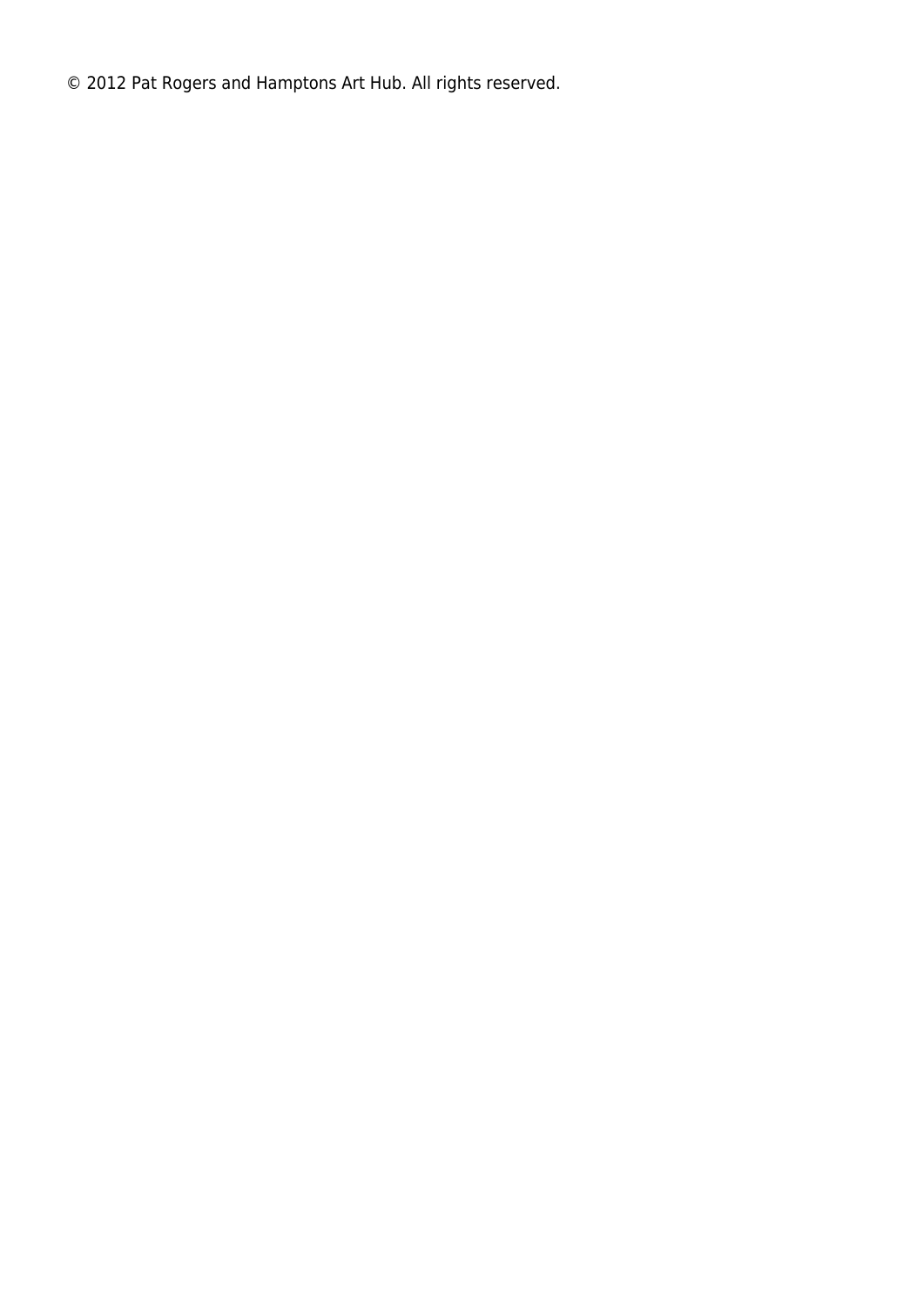© 2012 Pat Rogers and Hamptons Art Hub. All rights reserved.